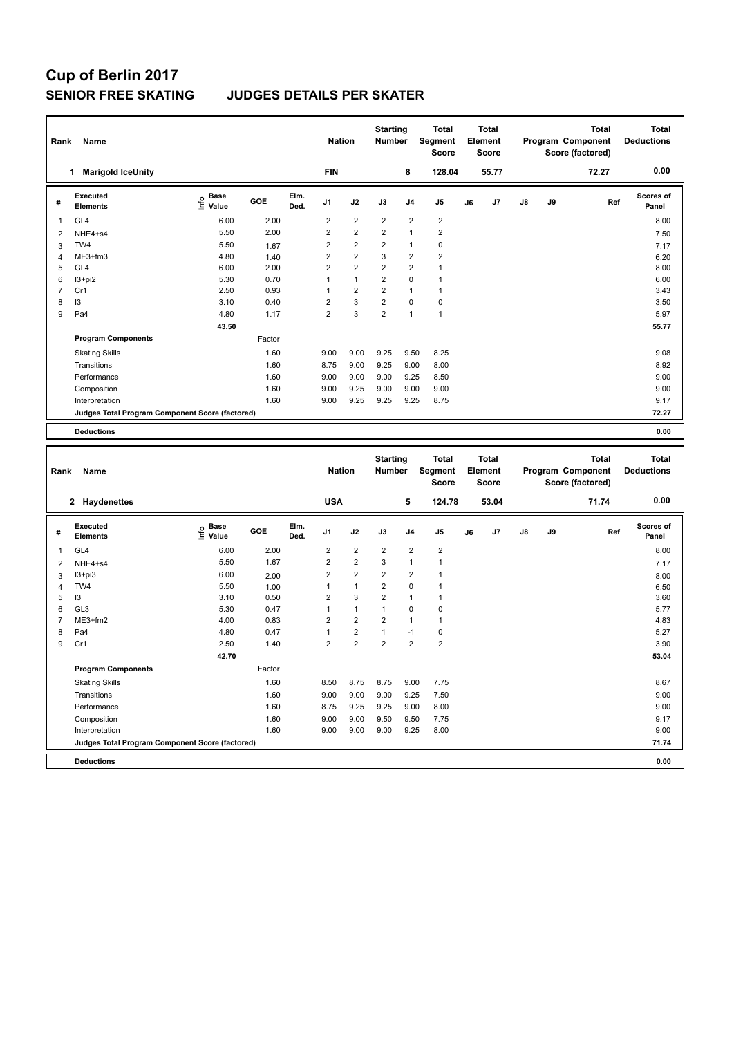# Cup of Berlin 2017

## SENIOR FREE SKATING JUDGES DETAILS PER SKATER

| Rank | Name | Nation | Starting Number | Total Segment Score | Total Element Score | Total Program Component Score (factored) | Total Deductions |
|---|---|---|---|---|---|---|---|
| 1 | Marigold IceUnity | FIN | 8 | 128.04 | 55.77 | 72.27 | 0.00 |

| # | Executed Elements | Info | Base Value | GOE | Elm. Ded. | J1 | J2 | J3 | J4 | J5 | J6 | J7 | J8 | J9 | Ref | Scores of Panel |
|---|---|---|---|---|---|---|---|---|---|---|---|---|---|---|---|---|
| 1 | GL4 | | 6.00 | 2.00 | | 2 | 2 | 2 | 2 | 2 | | | | | | 8.00 |
| 2 | NHE4+s4 | | 5.50 | 2.00 | | 2 | 2 | 2 | 1 | 2 | | | | | | 7.50 |
| 3 | TW4 | | 5.50 | 1.67 | | 2 | 2 | 2 | 1 | 0 | | | | | | 7.17 |
| 4 | ME3+fm3 | | 4.80 | 1.40 | | 2 | 2 | 3 | 2 | 2 | | | | | | 6.20 |
| 5 | GL4 | | 6.00 | 2.00 | | 2 | 2 | 2 | 2 | 1 | | | | | | 8.00 |
| 6 | I3+pi2 | | 5.30 | 0.70 | | 1 | 1 | 2 | 0 | 1 | | | | | | 6.00 |
| 7 | Cr1 | | 2.50 | 0.93 | | 1 | 2 | 2 | 1 | 1 | | | | | | 3.43 |
| 8 | I3 | | 3.10 | 0.40 | | 2 | 3 | 2 | 0 | 0 | | | | | | 3.50 |
| 9 | Pa4 | | 4.80 | 1.17 | | 2 | 3 | 2 | 1 | 1 | | | | | | 5.97 |
| | | | 43.50 | | | | | | | | | | | | | 55.77 |
| | **Program Components** | | | Factor | | | | | | | | | | | | |
| | Skating Skills | | | 1.60 | | 9.00 | 9.00 | 9.25 | 9.50 | 8.25 | | | | | | 9.08 |
| | Transitions | | | 1.60 | | 8.75 | 9.00 | 9.25 | 9.00 | 8.00 | | | | | | 8.92 |
| | Performance | | | 1.60 | | 9.00 | 9.00 | 9.00 | 9.25 | 8.50 | | | | | | 9.00 |
| | Composition | | | 1.60 | | 9.00 | 9.25 | 9.00 | 9.00 | 9.00 | | | | | | 9.00 |
| | Interpretation | | | 1.60 | | 9.00 | 9.25 | 9.25 | 9.25 | 8.75 | | | | | | 9.17 |
| | **Judges Total Program Component Score (factored)** | | | | | | | | | | | | | | | 72.27 |
| | **Deductions** | | | | | | | | | | | | | | | 0.00 |

| Rank | Name | Nation | Starting Number | Total Segment Score | Total Element Score | Total Program Component Score (factored) | Total Deductions |
|---|---|---|---|---|---|---|---|
| 2 | Haydenettes | USA | 5 | 124.78 | 53.04 | 71.74 | 0.00 |

| # | Executed Elements | Info | Base Value | GOE | Elm. Ded. | J1 | J2 | J3 | J4 | J5 | J6 | J7 | J8 | J9 | Ref | Scores of Panel |
|---|---|---|---|---|---|---|---|---|---|---|---|---|---|---|---|---|
| 1 | GL4 | | 6.00 | 2.00 | | 2 | 2 | 2 | 2 | 2 | | | | | | 8.00 |
| 2 | NHE4+s4 | | 5.50 | 1.67 | | 2 | 2 | 3 | 1 | 1 | | | | | | 7.17 |
| 3 | I3+pi3 | | 6.00 | 2.00 | | 2 | 2 | 2 | 2 | 1 | | | | | | 8.00 |
| 4 | TW4 | | 5.50 | 1.00 | | 1 | 1 | 2 | 0 | 1 | | | | | | 6.50 |
| 5 | I3 | | 3.10 | 0.50 | | 2 | 3 | 2 | 1 | 1 | | | | | | 3.60 |
| 6 | GL3 | | 5.30 | 0.47 | | 1 | 1 | 1 | 0 | 0 | | | | | | 5.77 |
| 7 | ME3+fm2 | | 4.00 | 0.83 | | 2 | 2 | 2 | 1 | 1 | | | | | | 4.83 |
| 8 | Pa4 | | 4.80 | 0.47 | | 1 | 2 | 1 | -1 | 0 | | | | | | 5.27 |
| 9 | Cr1 | | 2.50 | 1.40 | | 2 | 2 | 2 | 2 | 2 | | | | | | 3.90 |
| | | | 42.70 | | | | | | | | | | | | | 53.04 |
| | **Program Components** | | | Factor | | | | | | | | | | | | |
| | Skating Skills | | | 1.60 | | 8.50 | 8.75 | 8.75 | 9.00 | 7.75 | | | | | | 8.67 |
| | Transitions | | | 1.60 | | 9.00 | 9.00 | 9.00 | 9.25 | 7.50 | | | | | | 9.00 |
| | Performance | | | 1.60 | | 8.75 | 9.25 | 9.25 | 9.00 | 8.00 | | | | | | 9.00 |
| | Composition | | | 1.60 | | 9.00 | 9.00 | 9.50 | 9.50 | 7.75 | | | | | | 9.17 |
| | Interpretation | | | 1.60 | | 9.00 | 9.00 | 9.00 | 9.25 | 8.00 | | | | | | 9.00 |
| | **Judges Total Program Component Score (factored)** | | | | | | | | | | | | | | | 71.74 |
| | **Deductions** | | | | | | | | | | | | | | | 0.00 |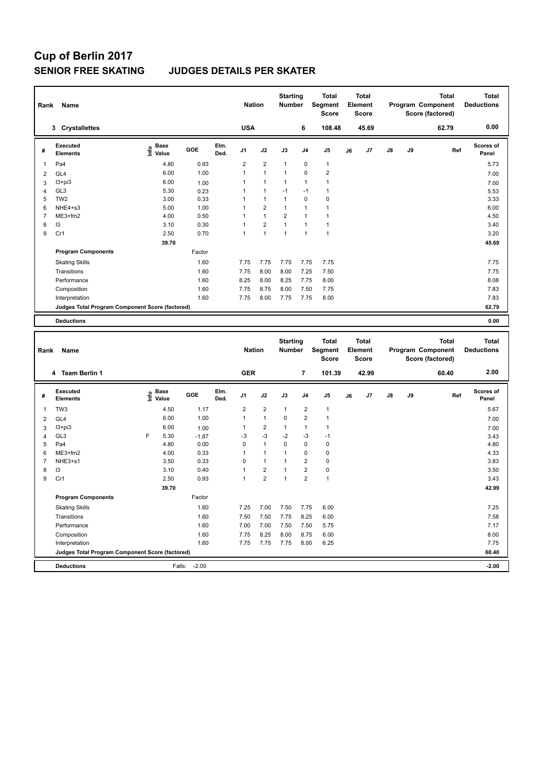# Cup of Berlin 2017

## SENIOR FREE SKATING JUDGES DETAILS PER SKATER

| Rank | Name | Nation | Starting Number | Total Segment Score | Total Element Score | Total Program Component Score (factored) | Total Deductions |
|---|---|---|---|---|---|---|---|
| 3 | Crystallettes | USA | 6 | 108.48 | 45.69 | 62.79 | 0.00 |

| # | Executed Elements | Info | Base Value | GOE | Elm. Ded. | J1 | J2 | J3 | J4 | J5 | J6 | J7 | J8 | J9 | Ref | Scores of Panel |
|---|---|---|---|---|---|---|---|---|---|---|---|---|---|---|---|---|
| 1 | Pa4 | | 4.80 | 0.93 | | 2 | 2 | 1 | 0 | 1 | | | | | | 5.73 |
| 2 | GL4 | | 6.00 | 1.00 | | 1 | 1 | 1 | 0 | 2 | | | | | | 7.00 |
| 3 | I3+pi3 | | 6.00 | 1.00 | | 1 | 1 | 1 | 1 | 1 | | | | | | 7.00 |
| 4 | GL3 | | 5.30 | 0.23 | | 1 | 1 | -1 | -1 | 1 | | | | | | 5.53 |
| 5 | TW2 | | 3.00 | 0.33 | | 1 | 1 | 1 | 0 | 0 | | | | | | 3.33 |
| 6 | NHE4+s3 | | 5.00 | 1.00 | | 1 | 2 | 1 | 1 | 1 | | | | | | 6.00 |
| 7 | ME3+fm2 | | 4.00 | 0.50 | | 1 | 1 | 2 | 1 | 1 | | | | | | 4.50 |
| 8 | I3 | | 3.10 | 0.30 | | 1 | 2 | 1 | 1 | 1 | | | | | | 3.40 |
| 9 | Cr1 | | 2.50 | 0.70 | | 1 | 1 | 1 | 1 | 1 | | | | | | 3.20 |
| | | | 39.70 | | | | | | | | | | | | | 45.69 |
| | **Program Components** | | | Factor | | | | | | | | | | | | |
| | Skating Skills | | | 1.60 | | 7.75 | 7.75 | 7.75 | 7.75 | 7.75 | | | | | | 7.75 |
| | Transitions | | | 1.60 | | 7.75 | 8.00 | 8.00 | 7.25 | 7.50 | | | | | | 7.75 |
| | Performance | | | 1.60 | | 8.25 | 8.00 | 8.25 | 7.75 | 8.00 | | | | | | 8.08 |
| | Composition | | | 1.60 | | 7.75 | 8.75 | 8.00 | 7.50 | 7.75 | | | | | | 7.83 |
| | Interpretation | | | 1.60 | | 7.75 | 8.00 | 7.75 | 7.75 | 8.00 | | | | | | 7.83 |
| | **Judges Total Program Component Score (factored)** | | | | | | | | | | | | | | | 62.79 |
| | **Deductions** | | | | | | | | | | | | | | | 0.00 |

| Rank | Name | Nation | Starting Number | Total Segment Score | Total Element Score | Total Program Component Score (factored) | Total Deductions |
|---|---|---|---|---|---|---|---|
| 4 | Team Berlin 1 | GER | 7 | 101.39 | 42.99 | 60.40 | 2.00 |

| # | Executed Elements | Info | Base Value | GOE | Elm. Ded. | J1 | J2 | J3 | J4 | J5 | J6 | J7 | J8 | J9 | Ref | Scores of Panel |
|---|---|---|---|---|---|---|---|---|---|---|---|---|---|---|---|---|
| 1 | TW3 | | 4.50 | 1.17 | | 2 | 2 | 1 | 2 | 1 | | | | | | 5.67 |
| 2 | GL4 | | 6.00 | 1.00 | | 1 | 1 | 0 | 2 | 1 | | | | | | 7.00 |
| 3 | I3+pi3 | | 6.00 | 1.00 | | 1 | 2 | 1 | 1 | 1 | | | | | | 7.00 |
| 4 | GL3 | F | 5.30 | -1.87 | | -3 | -3 | -2 | -3 | -1 | | | | | | 3.43 |
| 5 | Pa4 | | 4.80 | 0.00 | | 0 | 1 | 0 | 0 | 0 | | | | | | 4.80 |
| 6 | ME3+fm2 | | 4.00 | 0.33 | | 1 | 1 | 1 | 0 | 0 | | | | | | 4.33 |
| 7 | NHE3+s1 | | 3.50 | 0.33 | | 0 | 1 | 1 | 2 | 0 | | | | | | 3.83 |
| 8 | I3 | | 3.10 | 0.40 | | 1 | 2 | 1 | 2 | 0 | | | | | | 3.50 |
| 9 | Cr1 | | 2.50 | 0.93 | | 1 | 2 | 1 | 2 | 1 | | | | | | 3.43 |
| | | | 39.70 | | | | | | | | | | | | | 42.99 |
| | **Program Components** | | | Factor | | | | | | | | | | | | |
| | Skating Skills | | | 1.60 | | 7.25 | 7.00 | 7.50 | 7.75 | 6.00 | | | | | | 7.25 |
| | Transitions | | | 1.60 | | 7.50 | 7.50 | 7.75 | 8.25 | 6.00 | | | | | | 7.58 |
| | Performance | | | 1.60 | | 7.00 | 7.00 | 7.50 | 7.50 | 5.75 | | | | | | 7.17 |
| | Composition | | | 1.60 | | 7.75 | 8.25 | 8.00 | 8.75 | 6.00 | | | | | | 8.00 |
| | Interpretation | | | 1.60 | | 7.75 | 7.75 | 7.75 | 8.00 | 6.25 | | | | | | 7.75 |
| | **Judges Total Program Component Score (factored)** | | | | | | | | | | | | | | | 60.40 |
| | **Deductions** | | Falls: | -2.00 | | | | | | | | | | | | -2.00 |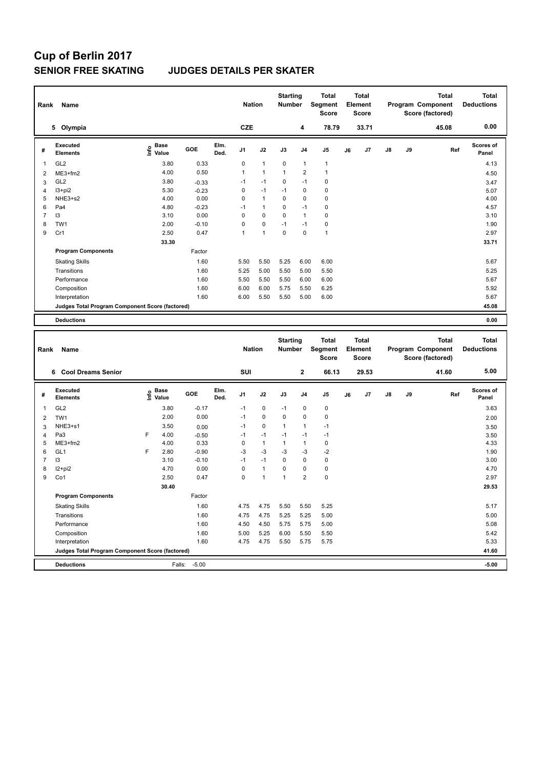# Cup of Berlin 2017

## SENIOR FREE SKATING JUDGES DETAILS PER SKATER

| Rank | Name | Nation | Starting Number | Total Segment Score | Total Element Score | Total Program Component Score (factored) | Total Deductions |
|---|---|---|---|---|---|---|---|
| 5 | Olympia | CZE | 4 | 78.79 | 33.71 | 45.08 | 0.00 |

| # | Executed Elements | Info | Base Value | GOE | Elm. Ded. | J1 | J2 | J3 | J4 | J5 | J6 | J7 | J8 | J9 | Ref | Scores of Panel |
|---|---|---|---|---|---|---|---|---|---|---|---|---|---|---|---|---|
| 1 | GL2 | | 3.80 | 0.33 | | 0 | 1 | 0 | 1 | 1 | | | | | | 4.13 |
| 2 | ME3+fm2 | | 4.00 | 0.50 | | 1 | 1 | 1 | 2 | 1 | | | | | | 4.50 |
| 3 | GL2 | | 3.80 | -0.33 | | -1 | -1 | 0 | -1 | 0 | | | | | | 3.47 |
| 4 | I3+pi2 | | 5.30 | -0.23 | | 0 | -1 | -1 | 0 | 0 | | | | | | 5.07 |
| 5 | NHE3+s2 | | 4.00 | 0.00 | | 0 | 1 | 0 | 0 | 0 | | | | | | 4.00 |
| 6 | Pa4 | | 4.80 | -0.23 | | -1 | 1 | 0 | -1 | 0 | | | | | | 4.57 |
| 7 | I3 | | 3.10 | 0.00 | | 0 | 0 | 0 | 1 | 0 | | | | | | 3.10 |
| 8 | TW1 | | 2.00 | -0.10 | | 0 | 0 | -1 | -1 | 0 | | | | | | 1.90 |
| 9 | Cr1 | | 2.50 | 0.47 | | 1 | 1 | 0 | 0 | 1 | | | | | | 2.97 |
| | | | 33.30 | | | | | | | | | | | | | 33.71 |
| | **Program Components** | | | Factor | | | | | | | | | | | | |
| | Skating Skills | | | 1.60 | | 5.50 | 5.50 | 5.25 | 6.00 | 6.00 | | | | | | 5.67 |
| | Transitions | | | 1.60 | | 5.25 | 5.00 | 5.50 | 5.00 | 5.50 | | | | | | 5.25 |
| | Performance | | | 1.60 | | 5.50 | 5.50 | 5.50 | 6.00 | 6.00 | | | | | | 5.67 |
| | Composition | | | 1.60 | | 6.00 | 6.00 | 5.75 | 5.50 | 6.25 | | | | | | 5.92 |
| | Interpretation | | | 1.60 | | 6.00 | 5.50 | 5.50 | 5.00 | 6.00 | | | | | | 5.67 |
| | **Judges Total Program Component Score (factored)** | | | | | | | | | | | | | | | 45.08 |
| | **Deductions** | | | | | | | | | | | | | | | 0.00 |

| Rank | Name | Nation | Starting Number | Total Segment Score | Total Element Score | Total Program Component Score (factored) | Total Deductions |
|---|---|---|---|---|---|---|---|
| 6 | Cool Dreams Senior | SUI | 2 | 66.13 | 29.53 | 41.60 | 5.00 |

| # | Executed Elements | Info | Base Value | GOE | Elm. Ded. | J1 | J2 | J3 | J4 | J5 | J6 | J7 | J8 | J9 | Ref | Scores of Panel |
|---|---|---|---|---|---|---|---|---|---|---|---|---|---|---|---|---|
| 1 | GL2 | | 3.80 | -0.17 | | -1 | 0 | -1 | 0 | 0 | | | | | | 3.63 |
| 2 | TW1 | | 2.00 | 0.00 | | -1 | 0 | 0 | 0 | 0 | | | | | | 2.00 |
| 3 | NHE3+s1 | | 3.50 | 0.00 | | -1 | 0 | 1 | 1 | -1 | | | | | | 3.50 |
| 4 | Pa3 | F | 4.00 | -0.50 | | -1 | -1 | -1 | -1 | -1 | | | | | | 3.50 |
| 5 | ME3+fm2 | | 4.00 | 0.33 | | 0 | 1 | 1 | 1 | 0 | | | | | | 4.33 |
| 6 | GL1 | F | 2.80 | -0.90 | | -3 | -3 | -3 | -3 | -2 | | | | | | 1.90 |
| 7 | I3 | | 3.10 | -0.10 | | -1 | -1 | 0 | 0 | 0 | | | | | | 3.00 |
| 8 | I2+pi2 | | 4.70 | 0.00 | | 0 | 1 | 0 | 0 | 0 | | | | | | 4.70 |
| 9 | Co1 | | 2.50 | 0.47 | | 0 | 1 | 1 | 2 | 0 | | | | | | 2.97 |
| | | | 30.40 | | | | | | | | | | | | | 29.53 |
| | **Program Components** | | | Factor | | | | | | | | | | | | |
| | Skating Skills | | | 1.60 | | 4.75 | 4.75 | 5.50 | 5.50 | 5.25 | | | | | | 5.17 |
| | Transitions | | | 1.60 | | 4.75 | 4.75 | 5.25 | 5.25 | 5.00 | | | | | | 5.00 |
| | Performance | | | 1.60 | | 4.50 | 4.50 | 5.75 | 5.75 | 5.00 | | | | | | 5.08 |
| | Composition | | | 1.60 | | 5.00 | 5.25 | 6.00 | 5.50 | 5.50 | | | | | | 5.42 |
| | Interpretation | | | 1.60 | | 4.75 | 4.75 | 5.50 | 5.75 | 5.75 | | | | | | 5.33 |
| | **Judges Total Program Component Score (factored)** | | | | | | | | | | | | | | | 41.60 |
| | **Deductions** | | Falls: | -5.00 | | | | | | | | | | | | -5.00 |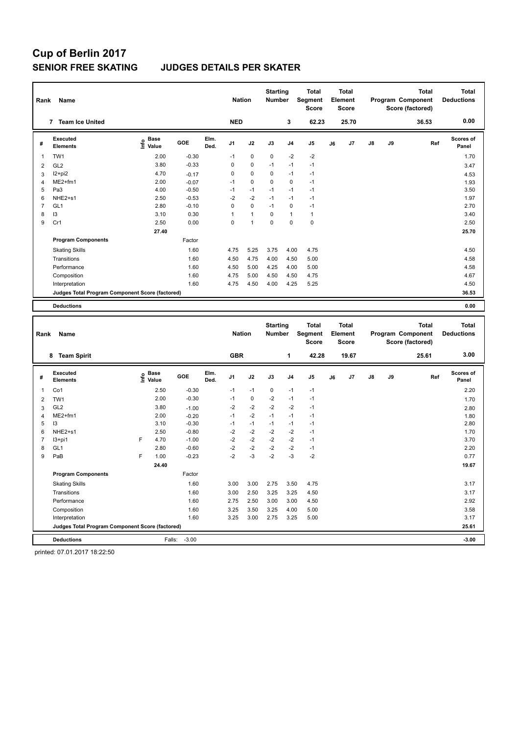# Cup of Berlin 2017

## SENIOR FREE SKATING JUDGES DETAILS PER SKATER

| Rank | Name | Nation | Starting Number | Total Segment Score | Total Element Score | Total Program Component Score (factored) | Total Deductions |
|---|---|---|---|---|---|---|---|
| 7 | Team Ice United | NED | 3 | 62.23 | 25.70 | 36.53 | 0.00 |

| # | Executed Elements | Info | Base Value | GOE | Elm. Ded. | J1 | J2 | J3 | J4 | J5 | J6 | J7 | J8 | J9 | Ref | Scores of Panel |
|---|---|---|---|---|---|---|---|---|---|---|---|---|---|---|---|---|
| 1 | TW1 | | 2.00 | -0.30 | | -1 | 0 | 0 | -2 | -2 | | | | | | 1.70 |
| 2 | GL2 | | 3.80 | -0.33 | | 0 | 0 | -1 | -1 | -1 | | | | | | 3.47 |
| 3 | I2+pi2 | | 4.70 | -0.17 | | 0 | 0 | 0 | -1 | -1 | | | | | | 4.53 |
| 4 | ME2+fm1 | | 2.00 | -0.07 | | -1 | 0 | 0 | 0 | -1 | | | | | | 1.93 |
| 5 | Pa3 | | 4.00 | -0.50 | | -1 | -1 | -1 | -1 | -1 | | | | | | 3.50 |
| 6 | NHE2+s1 | | 2.50 | -0.53 | | -2 | -2 | -1 | -1 | -1 | | | | | | 1.97 |
| 7 | GL1 | | 2.80 | -0.10 | | 0 | 0 | -1 | 0 | -1 | | | | | | 2.70 |
| 8 | I3 | | 3.10 | 0.30 | | 1 | 1 | 0 | 1 | 1 | | | | | | 3.40 |
| 9 | Cr1 | | 2.50 | 0.00 | | 0 | 1 | 0 | 0 | 0 | | | | | | 2.50 |
| | | | 27.40 | | | | | | | | | | | | | 25.70 |
| | **Program Components** | | | Factor | | | | | | | | | | | | |
| | Skating Skills | | | 1.60 | | 4.75 | 5.25 | 3.75 | 4.00 | 4.75 | | | | | | 4.50 |
| | Transitions | | | 1.60 | | 4.50 | 4.75 | 4.00 | 4.50 | 5.00 | | | | | | 4.58 |
| | Performance | | | 1.60 | | 4.50 | 5.00 | 4.25 | 4.00 | 5.00 | | | | | | 4.58 |
| | Composition | | | 1.60 | | 4.75 | 5.00 | 4.50 | 4.50 | 4.75 | | | | | | 4.67 |
| | Interpretation | | | 1.60 | | 4.75 | 4.50 | 4.00 | 4.25 | 5.25 | | | | | | 4.50 |
| | **Judges Total Program Component Score (factored)** | | | | | | | | | | | | | | | 36.53 |
| | **Deductions** | | | | | | | | | | | | | | | 0.00 |

| Rank | Name | Nation | Starting Number | Total Segment Score | Total Element Score | Total Program Component Score (factored) | Total Deductions |
|---|---|---|---|---|---|---|---|
| 8 | Team Spirit | GBR | 1 | 42.28 | 19.67 | 25.61 | 3.00 |

| # | Executed Elements | Info | Base Value | GOE | Elm. Ded. | J1 | J2 | J3 | J4 | J5 | J6 | J7 | J8 | J9 | Ref | Scores of Panel |
|---|---|---|---|---|---|---|---|---|---|---|---|---|---|---|---|---|
| 1 | Co1 | | 2.50 | -0.30 | | -1 | -1 | 0 | -1 | -1 | | | | | | 2.20 |
| 2 | TW1 | | 2.00 | -0.30 | | -1 | 0 | -2 | -1 | -1 | | | | | | 1.70 |
| 3 | GL2 | | 3.80 | -1.00 | | -2 | -2 | -2 | -2 | -1 | | | | | | 2.80 |
| 4 | ME2+fm1 | | 2.00 | -0.20 | | -1 | -2 | -1 | -1 | -1 | | | | | | 1.80 |
| 5 | I3 | | 3.10 | -0.30 | | -1 | -1 | -1 | -1 | -1 | | | | | | 2.80 |
| 6 | NHE2+s1 | | 2.50 | -0.80 | | -2 | -2 | -2 | -2 | -1 | | | | | | 1.70 |
| 7 | I3+pi1 | F | 4.70 | -1.00 | | -2 | -2 | -2 | -2 | -1 | | | | | | 3.70 |
| 8 | GL1 | | 2.80 | -0.60 | | -2 | -2 | -2 | -2 | -1 | | | | | | 2.20 |
| 9 | PaB | F | 1.00 | -0.23 | | -2 | -3 | -2 | -3 | -2 | | | | | | 0.77 |
| | | | 24.40 | | | | | | | | | | | | | 19.67 |
| | **Program Components** | | | Factor | | | | | | | | | | | | |
| | Skating Skills | | | 1.60 | | 3.00 | 3.00 | 2.75 | 3.50 | 4.75 | | | | | | 3.17 |
| | Transitions | | | 1.60 | | 3.00 | 2.50 | 3.25 | 3.25 | 4.50 | | | | | | 3.17 |
| | Performance | | | 1.60 | | 2.75 | 2.50 | 3.00 | 3.00 | 4.50 | | | | | | 2.92 |
| | Composition | | | 1.60 | | 3.25 | 3.50 | 3.25 | 4.00 | 5.00 | | | | | | 3.58 |
| | Interpretation | | | 1.60 | | 3.25 | 3.00 | 2.75 | 3.25 | 5.00 | | | | | | 3.17 |
| | **Judges Total Program Component Score (factored)** | | | | | | | | | | | | | | | 25.61 |
| | **Deductions** | | Falls: | -3.00 | | | | | | | | | | | | -3.00 |

printed: 07.01.2017 18:22:50